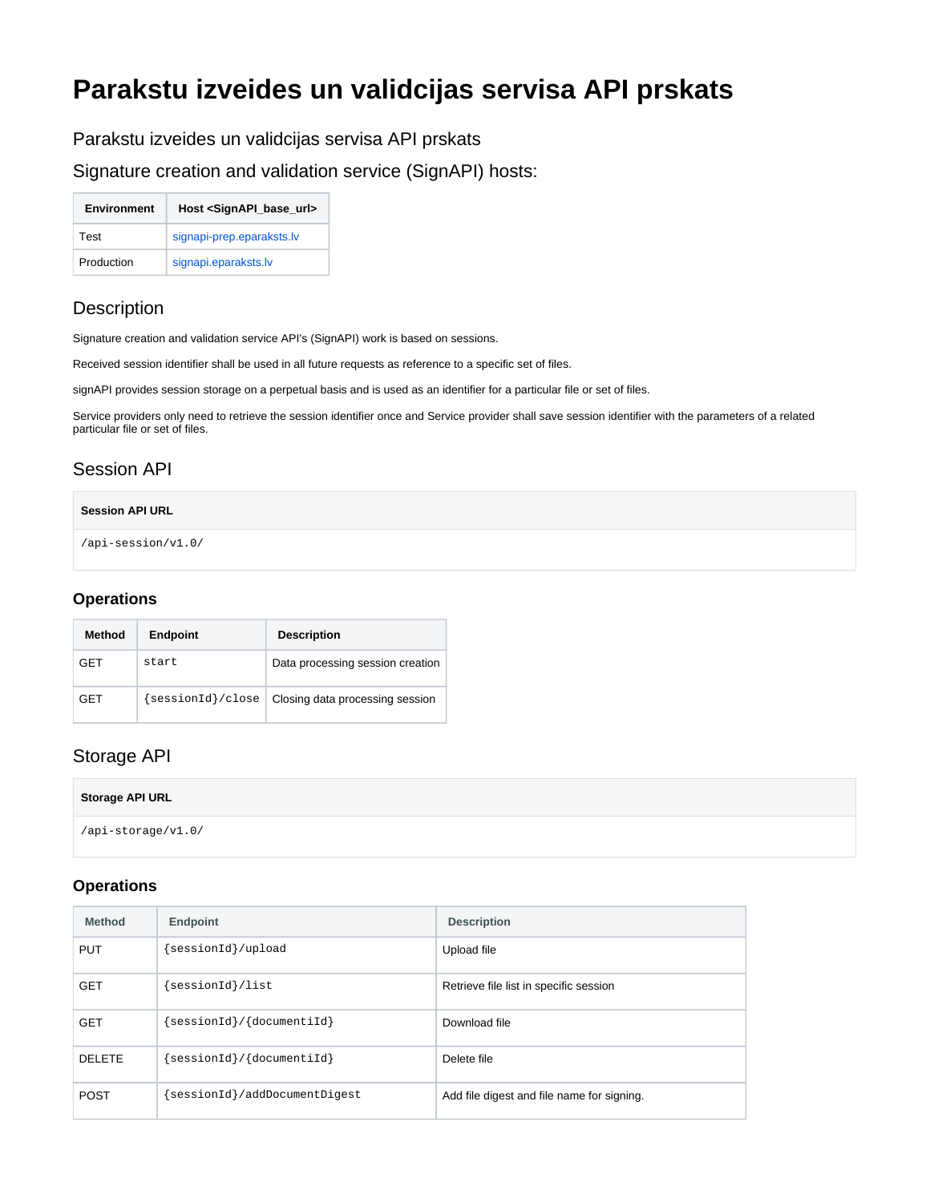# Parakstu izveides un validcijas servisa API prskats

Parakstu izveides un validcijas servisa API prskats

Signature creation and validation service (SignAPI) hosts:

| Environment | Host <SignAPI_base_url> |
|---|---|
| Test | signapi-prep.eparaksts.lv |
| Production | signapi.eparaksts.lv |

## Description

Signature creation and validation service API's (SignAPI) work is based on sessions.

Received session identifier shall be used in all future requests as reference to a specific set of files.

signAPI provides session storage on a perpetual basis and is used as an identifier for a particular file or set of files.

Service providers only need to retrieve the session identifier once and Service provider shall save session identifier with the parameters of a related particular file or set of files.

## Session API

**Session API URL**

```
/api-session/v1.0/
```

### Operations

| Method | Endpoint | Description |
|---|---|---|
| GET | `start` | Data processing session creation |
| GET | `{sessionId}/close` | Closing data processing session |

## Storage API

**Storage API URL**

```
/api-storage/v1.0/
```

### Operations

| Method | Endpoint | Description |
|---|---|---|
| PUT | `{sessionId}/upload` | Upload file |
| GET | `{sessionId}/list` | Retrieve file list in specific session |
| GET | `{sessionId}/{documentId}` | Download file |
| DELETE | `{sessionId}/{documentId}` | Delete file |
| POST | `{sessionId}/addDocumentDigest` | Add file digest and file name for signing. |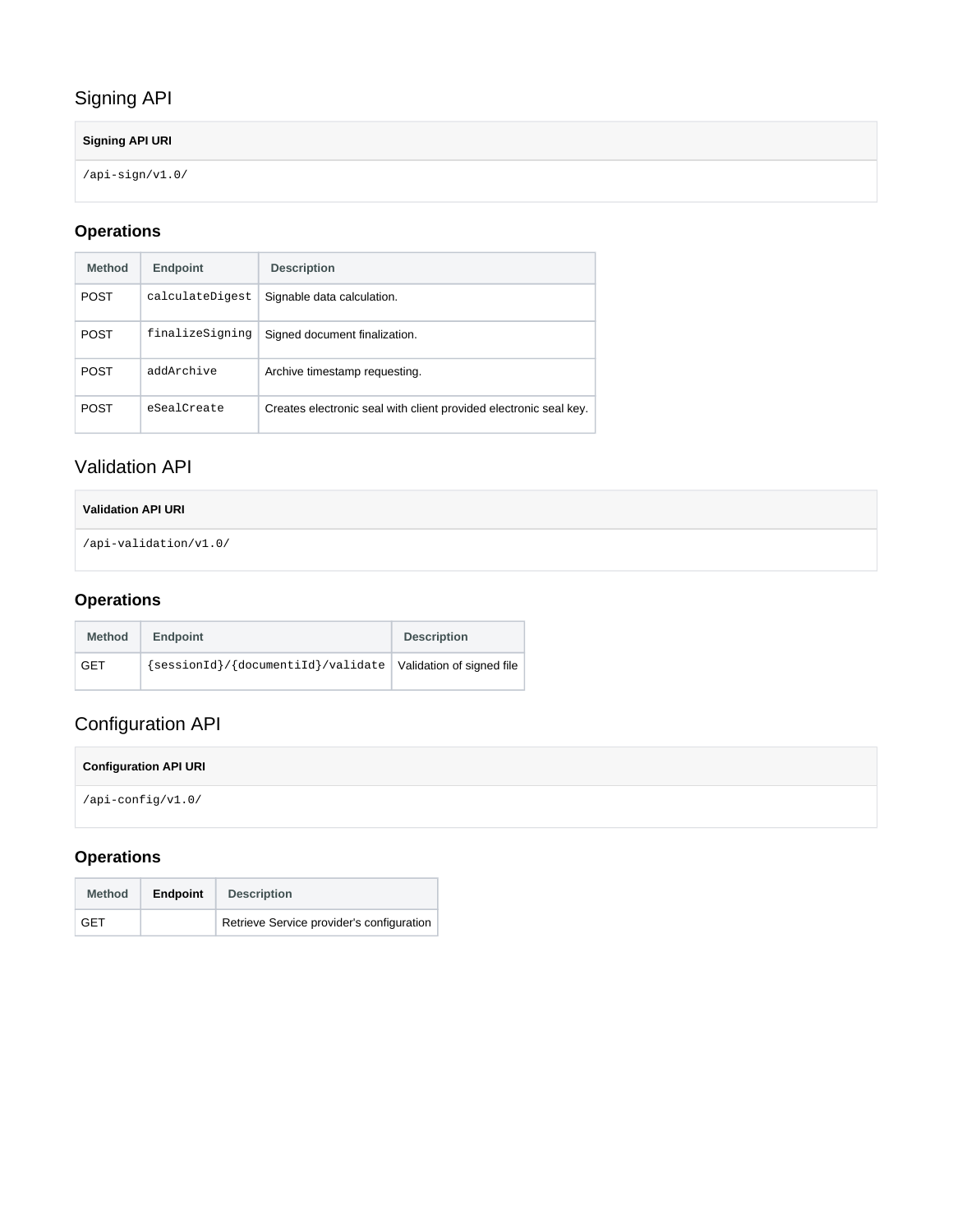## Signing API

| Signing API URI |
| --- |
| `/api-sign/v1.0/` |

### Operations

| Method | Endpoint | Description |
| --- | --- | --- |
| POST | `calculateDigest` | Signable data calculation. |
| POST | `finalizeSigning` | Signed document finalization. |
| POST | `addArchive` | Archive timestamp requesting. |
| POST | `eSealCreate` | Creates electronic seal with client provided electronic seal key. |

## Validation API

| Validation API URI |
| --- |
| `/api-validation/v1.0/` |

### Operations

| Method | Endpoint | Description |
| --- | --- | --- |
| GET | `{sessionId}/{documentiId}/validate` | Validation of signed file |

## Configuration API

| Configuration API URI |
| --- |
| `/api-config/v1.0/` |

### Operations

| Method | Endpoint | Description |
| --- | --- | --- |
| GET | | Retrieve Service provider's configuration |